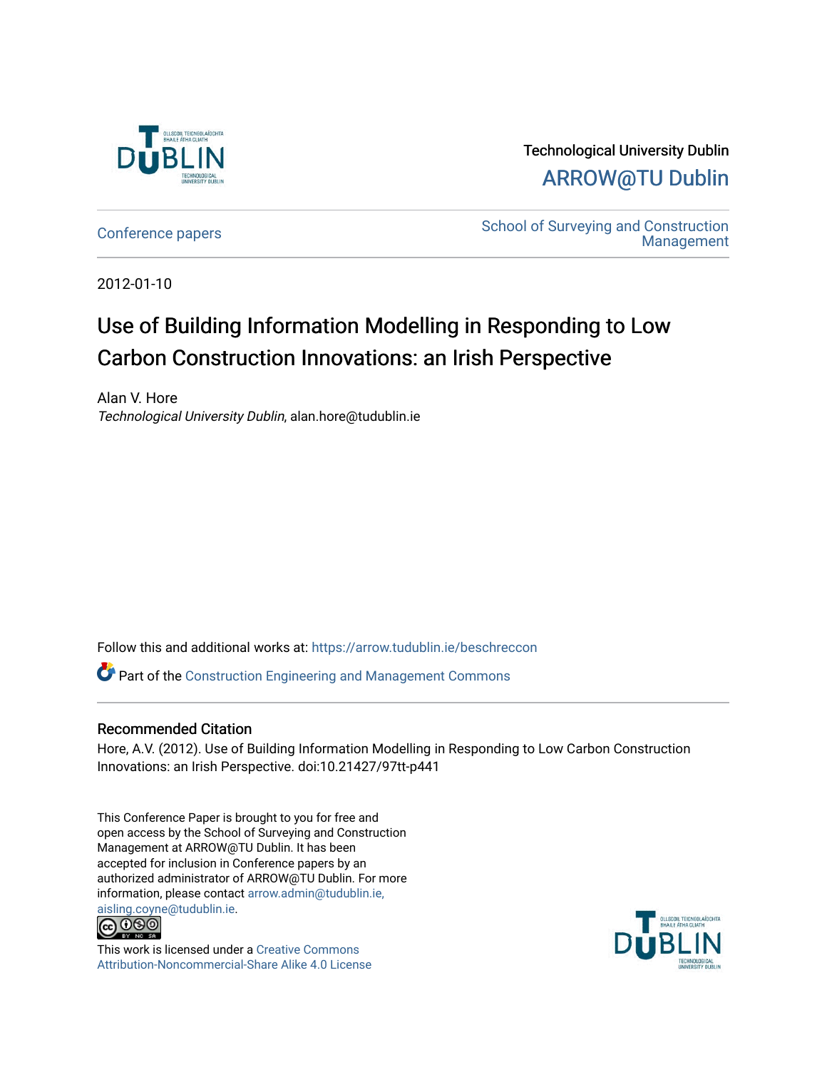Technological University Dublin

ARROW@TU Dublin

Conference papers

School of Surveying and Construction Management

2012-01-10

# Use of Building Information Modelling in Responding to Low Carbon Construction Innovations: an Irish Perspective

Alan V. Hore

*Technological University Dublin*, alan.hore@tudublin.ie

Follow this and additional works at: https://arrow.tudublin.ie/beschreccon

Part of the Construction Engineering and Management Commons

## Recommended Citation

Hore, A.V. (2012). Use of Building Information Modelling in Responding to Low Carbon Construction Innovations: an Irish Perspective. doi:10.21427/97tt-p441

This Conference Paper is brought to you for free and open access by the School of Surveying and Construction Management at ARROW@TU Dublin. It has been accepted for inclusion in Conference papers by an authorized administrator of ARROW@TU Dublin. For more information, please contact arrow.admin@tudublin.ie, aisling.coyne@tudublin.ie.

This work is licensed under a Creative Commons Attribution-Noncommercial-Share Alike 4.0 License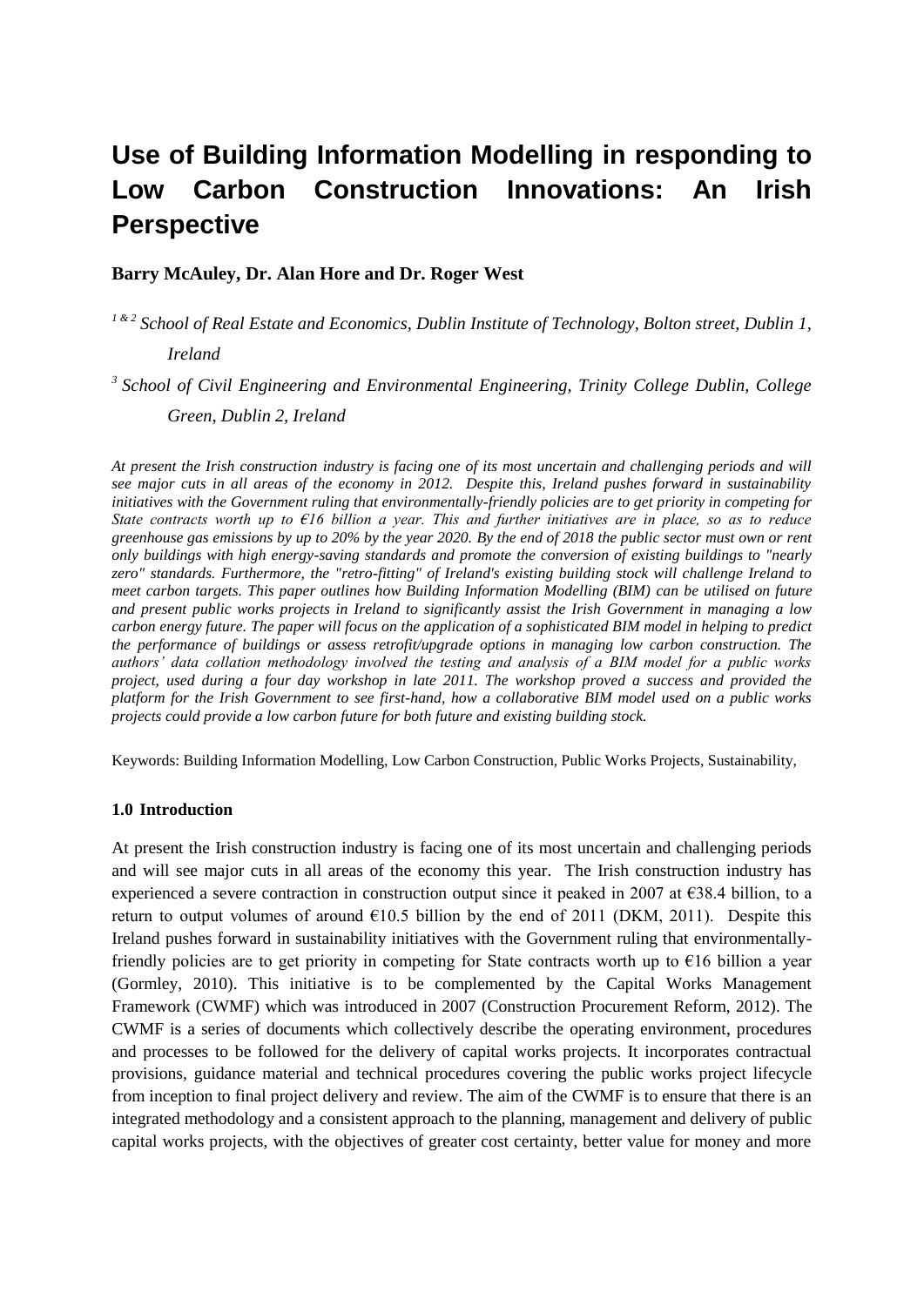# Use of Building Information Modelling in responding to Low Carbon Construction Innovations: An Irish Perspective

**Barry McAuley, Dr. Alan Hore and Dr. Roger West**

[1 & 2] *School of Real Estate and Economics, Dublin Institute of Technology, Bolton street, Dublin 1, Ireland*

[3] *School of Civil Engineering and Environmental Engineering, Trinity College Dublin, College Green, Dublin 2, Ireland*

*At present the Irish construction industry is facing one of its most uncertain and challenging periods and will see major cuts in all areas of the economy in 2012. Despite this, Ireland pushes forward in sustainability initiatives with the Government ruling that environmentally-friendly policies are to get priority in competing for State contracts worth up to €16 billion a year. This and further initiatives are in place, so as to reduce greenhouse gas emissions by up to 20% by the year 2020. By the end of 2018 the public sector must own or rent only buildings with high energy-saving standards and promote the conversion of existing buildings to "nearly zero" standards. Furthermore, the "retro-fitting" of Ireland's existing building stock will challenge Ireland to meet carbon targets. This paper outlines how Building Information Modelling (BIM) can be utilised on future and present public works projects in Ireland to significantly assist the Irish Government in managing a low carbon energy future. The paper will focus on the application of a sophisticated BIM model in helping to predict the performance of buildings or assess retrofit/upgrade options in managing low carbon construction. The authors' data collation methodology involved the testing and analysis of a BIM model for a public works project, used during a four day workshop in late 2011. The workshop proved a success and provided the platform for the Irish Government to see first-hand, how a collaborative BIM model used on a public works projects could provide a low carbon future for both future and existing building stock.*

Keywords: Building Information Modelling, Low Carbon Construction, Public Works Projects, Sustainability,

## 1.0 Introduction

At present the Irish construction industry is facing one of its most uncertain and challenging periods and will see major cuts in all areas of the economy this year. The Irish construction industry has experienced a severe contraction in construction output since it peaked in 2007 at €38.4 billion, to a return to output volumes of around €10.5 billion by the end of 2011 (DKM, 2011). Despite this Ireland pushes forward in sustainability initiatives with the Government ruling that environmentally-friendly policies are to get priority in competing for State contracts worth up to €16 billion a year (Gormley, 2010). This initiative is to be complemented by the Capital Works Management Framework (CWMF) which was introduced in 2007 (Construction Procurement Reform, 2012). The CWMF is a series of documents which collectively describe the operating environment, procedures and processes to be followed for the delivery of capital works projects. It incorporates contractual provisions, guidance material and technical procedures covering the public works project lifecycle from inception to final project delivery and review. The aim of the CWMF is to ensure that there is an integrated methodology and a consistent approach to the planning, management and delivery of public capital works projects, with the objectives of greater cost certainty, better value for money and more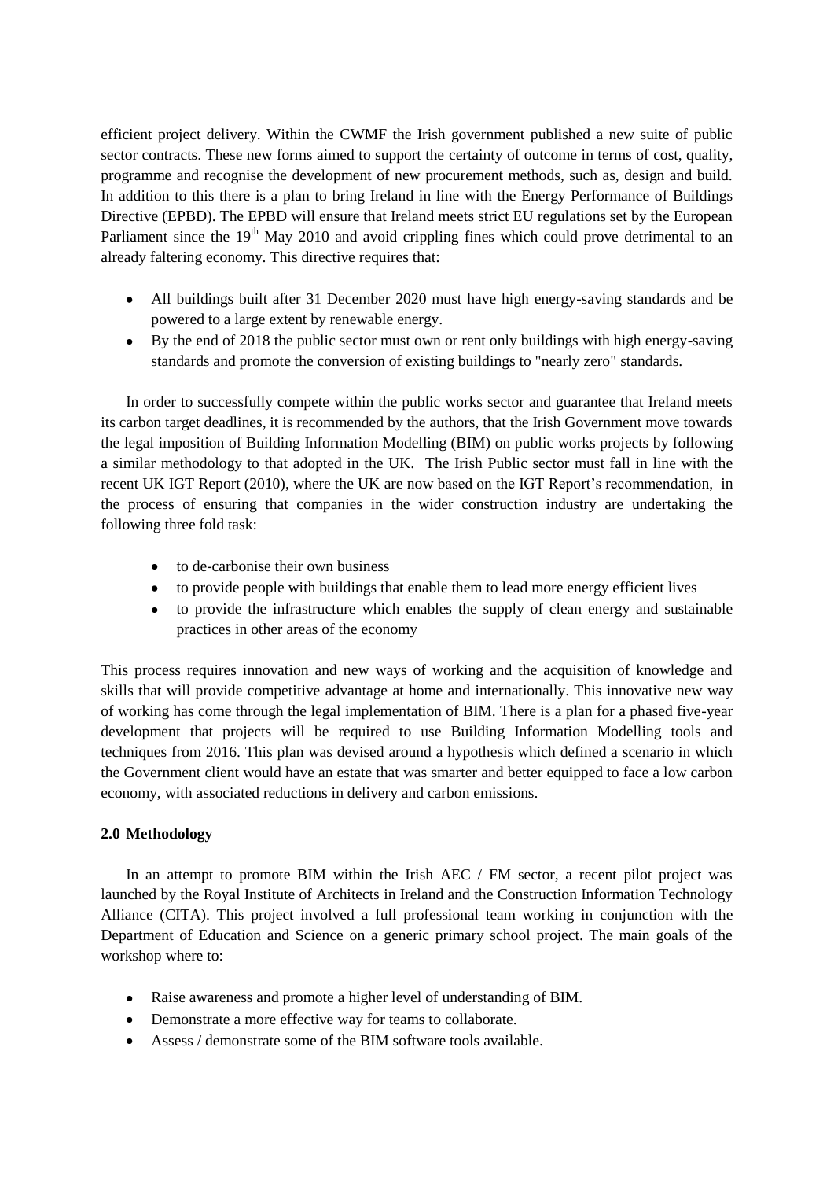efficient project delivery. Within the CWMF the Irish government published a new suite of public sector contracts. These new forms aimed to support the certainty of outcome in terms of cost, quality, programme and recognise the development of new procurement methods, such as, design and build. In addition to this there is a plan to bring Ireland in line with the Energy Performance of Buildings Directive (EPBD). The EPBD will ensure that Ireland meets strict EU regulations set by the European Parliament since the 19$^{th}$ May 2010 and avoid crippling fines which could prove detrimental to an already faltering economy. This directive requires that:

- All buildings built after 31 December 2020 must have high energy-saving standards and be powered to a large extent by renewable energy.
- By the end of 2018 the public sector must own or rent only buildings with high energy-saving standards and promote the conversion of existing buildings to "nearly zero" standards.

In order to successfully compete within the public works sector and guarantee that Ireland meets its carbon target deadlines, it is recommended by the authors, that the Irish Government move towards the legal imposition of Building Information Modelling (BIM) on public works projects by following a similar methodology to that adopted in the UK. The Irish Public sector must fall in line with the recent UK IGT Report (2010), where the UK are now based on the IGT Report's recommendation, in the process of ensuring that companies in the wider construction industry are undertaking the following three fold task:

- to de-carbonise their own business
- to provide people with buildings that enable them to lead more energy efficient lives
- to provide the infrastructure which enables the supply of clean energy and sustainable practices in other areas of the economy

This process requires innovation and new ways of working and the acquisition of knowledge and skills that will provide competitive advantage at home and internationally. This innovative new way of working has come through the legal implementation of BIM. There is a plan for a phased five-year development that projects will be required to use Building Information Modelling tools and techniques from 2016. This plan was devised around a hypothesis which defined a scenario in which the Government client would have an estate that was smarter and better equipped to face a low carbon economy, with associated reductions in delivery and carbon emissions.

## 2.0 Methodology

In an attempt to promote BIM within the Irish AEC / FM sector, a recent pilot project was launched by the Royal Institute of Architects in Ireland and the Construction Information Technology Alliance (CITA). This project involved a full professional team working in conjunction with the Department of Education and Science on a generic primary school project. The main goals of the workshop where to:

- Raise awareness and promote a higher level of understanding of BIM.
- Demonstrate a more effective way for teams to collaborate.
- Assess / demonstrate some of the BIM software tools available.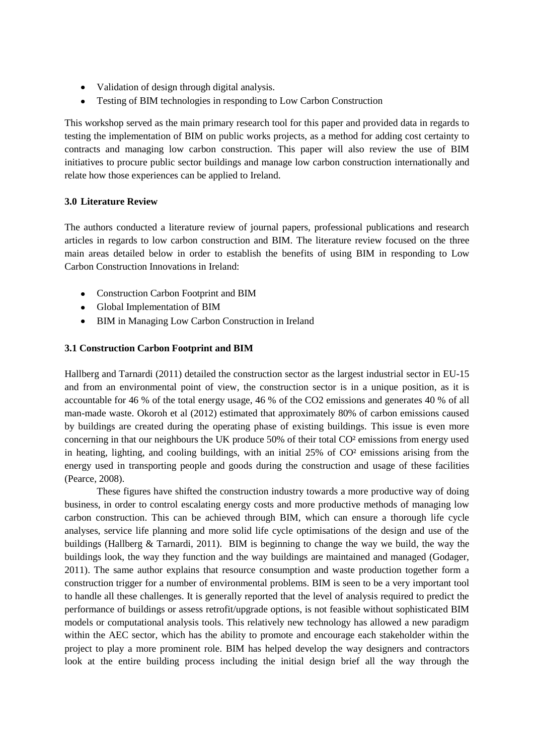- Validation of design through digital analysis.
- Testing of BIM technologies in responding to Low Carbon Construction

This workshop served as the main primary research tool for this paper and provided data in regards to testing the implementation of BIM on public works projects, as a method for adding cost certainty to contracts and managing low carbon construction. This paper will also review the use of BIM initiatives to procure public sector buildings and manage low carbon construction internationally and relate how those experiences can be applied to Ireland.

### 3.0 Literature Review

The authors conducted a literature review of journal papers, professional publications and research articles in regards to low carbon construction and BIM. The literature review focused on the three main areas detailed below in order to establish the benefits of using BIM in responding to Low Carbon Construction Innovations in Ireland:

- Construction Carbon Footprint and BIM
- Global Implementation of BIM
- BIM in Managing Low Carbon Construction in Ireland

### 3.1 Construction Carbon Footprint and BIM

Hallberg and Tarnardi (2011) detailed the construction sector as the largest industrial sector in EU-15 and from an environmental point of view, the construction sector is in a unique position, as it is accountable for 46 % of the total energy usage, 46 % of the CO2 emissions and generates 40 % of all man-made waste. Okoroh et al (2012) estimated that approximately 80% of carbon emissions caused by buildings are created during the operating phase of existing buildings. This issue is even more concerning in that our neighbours the UK produce 50% of their total $CO^2$ emissions from energy used in heating, lighting, and cooling buildings, with an initial 25% of $CO^2$ emissions arising from the energy used in transporting people and goods during the construction and usage of these facilities (Pearce, 2008).

These figures have shifted the construction industry towards a more productive way of doing business, in order to control escalating energy costs and more productive methods of managing low carbon construction. This can be achieved through BIM, which can ensure a thorough life cycle analyses, service life planning and more solid life cycle optimisations of the design and use of the buildings (Hallberg & Tarnardi, 2011). BIM is beginning to change the way we build, the way the buildings look, the way they function and the way buildings are maintained and managed (Godager, 2011). The same author explains that resource consumption and waste production together form a construction trigger for a number of environmental problems. BIM is seen to be a very important tool to handle all these challenges. It is generally reported that the level of analysis required to predict the performance of buildings or assess retrofit/upgrade options, is not feasible without sophisticated BIM models or computational analysis tools. This relatively new technology has allowed a new paradigm within the AEC sector, which has the ability to promote and encourage each stakeholder within the project to play a more prominent role. BIM has helped develop the way designers and contractors look at the entire building process including the initial design brief all the way through the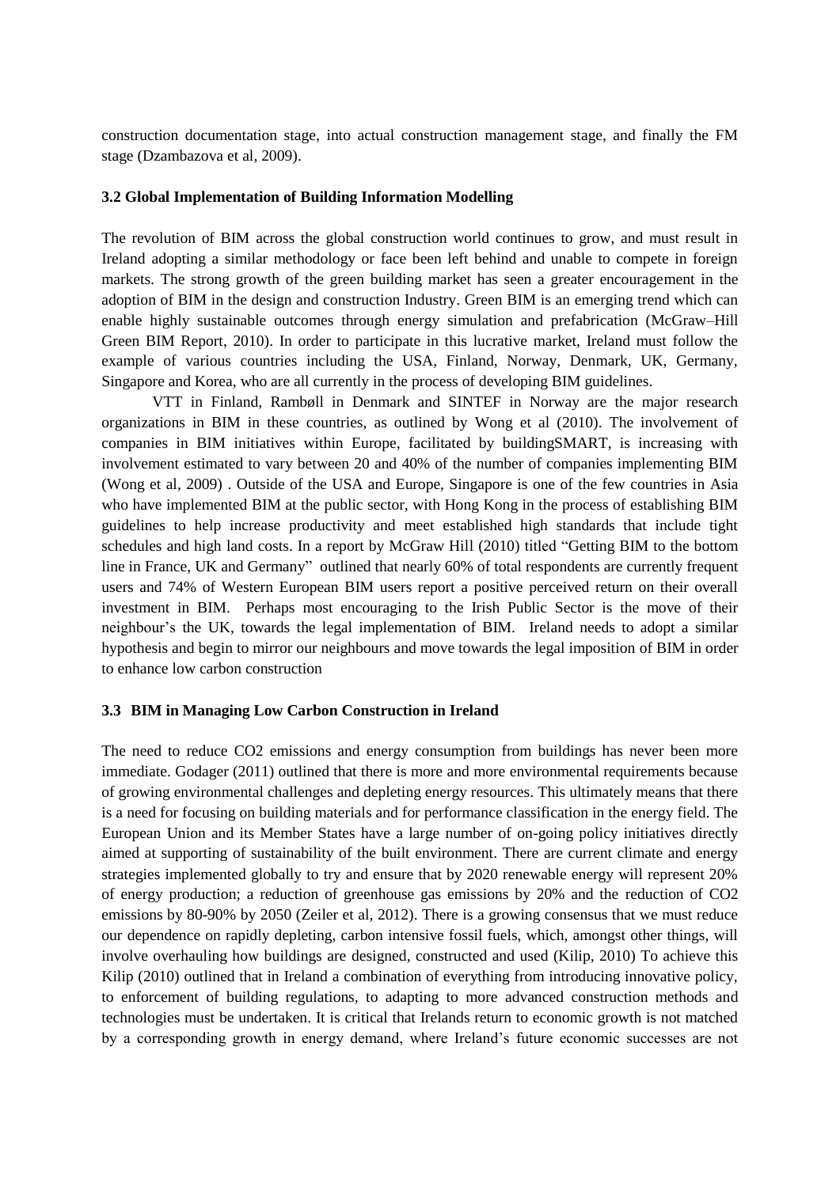construction documentation stage, into actual construction management stage, and finally the FM stage (Dzambazova et al, 2009).

### 3.2 Global Implementation of Building Information Modelling

The revolution of BIM across the global construction world continues to grow, and must result in Ireland adopting a similar methodology or face been left behind and unable to compete in foreign markets. The strong growth of the green building market has seen a greater encouragement in the adoption of BIM in the design and construction Industry. Green BIM is an emerging trend which can enable highly sustainable outcomes through energy simulation and prefabrication (McGraw–Hill Green BIM Report, 2010). In order to participate in this lucrative market, Ireland must follow the example of various countries including the USA, Finland, Norway, Denmark, UK, Germany, Singapore and Korea, who are all currently in the process of developing BIM guidelines.

VTT in Finland, Rambøll in Denmark and SINTEF in Norway are the major research organizations in BIM in these countries, as outlined by Wong et al (2010). The involvement of companies in BIM initiatives within Europe, facilitated by buildingSMART, is increasing with involvement estimated to vary between 20 and 40% of the number of companies implementing BIM (Wong et al, 2009) . Outside of the USA and Europe, Singapore is one of the few countries in Asia who have implemented BIM at the public sector, with Hong Kong in the process of establishing BIM guidelines to help increase productivity and meet established high standards that include tight schedules and high land costs. In a report by McGraw Hill (2010) titled "Getting BIM to the bottom line in France, UK and Germany" outlined that nearly 60% of total respondents are currently frequent users and 74% of Western European BIM users report a positive perceived return on their overall investment in BIM. Perhaps most encouraging to the Irish Public Sector is the move of their neighbour's the UK, towards the legal implementation of BIM. Ireland needs to adopt a similar hypothesis and begin to mirror our neighbours and move towards the legal imposition of BIM in order to enhance low carbon construction

### 3.3 BIM in Managing Low Carbon Construction in Ireland

The need to reduce CO2 emissions and energy consumption from buildings has never been more immediate. Godager (2011) outlined that there is more and more environmental requirements because of growing environmental challenges and depleting energy resources. This ultimately means that there is a need for focusing on building materials and for performance classification in the energy field. The European Union and its Member States have a large number of on-going policy initiatives directly aimed at supporting of sustainability of the built environment. There are current climate and energy strategies implemented globally to try and ensure that by 2020 renewable energy will represent 20% of energy production; a reduction of greenhouse gas emissions by 20% and the reduction of CO2 emissions by 80-90% by 2050 (Zeiler et al, 2012). There is a growing consensus that we must reduce our dependence on rapidly depleting, carbon intensive fossil fuels, which, amongst other things, will involve overhauling how buildings are designed, constructed and used (Kilip, 2010) To achieve this Kilip (2010) outlined that in Ireland a combination of everything from introducing innovative policy, to enforcement of building regulations, to adapting to more advanced construction methods and technologies must be undertaken. It is critical that Irelands return to economic growth is not matched by a corresponding growth in energy demand, where Ireland's future economic successes are not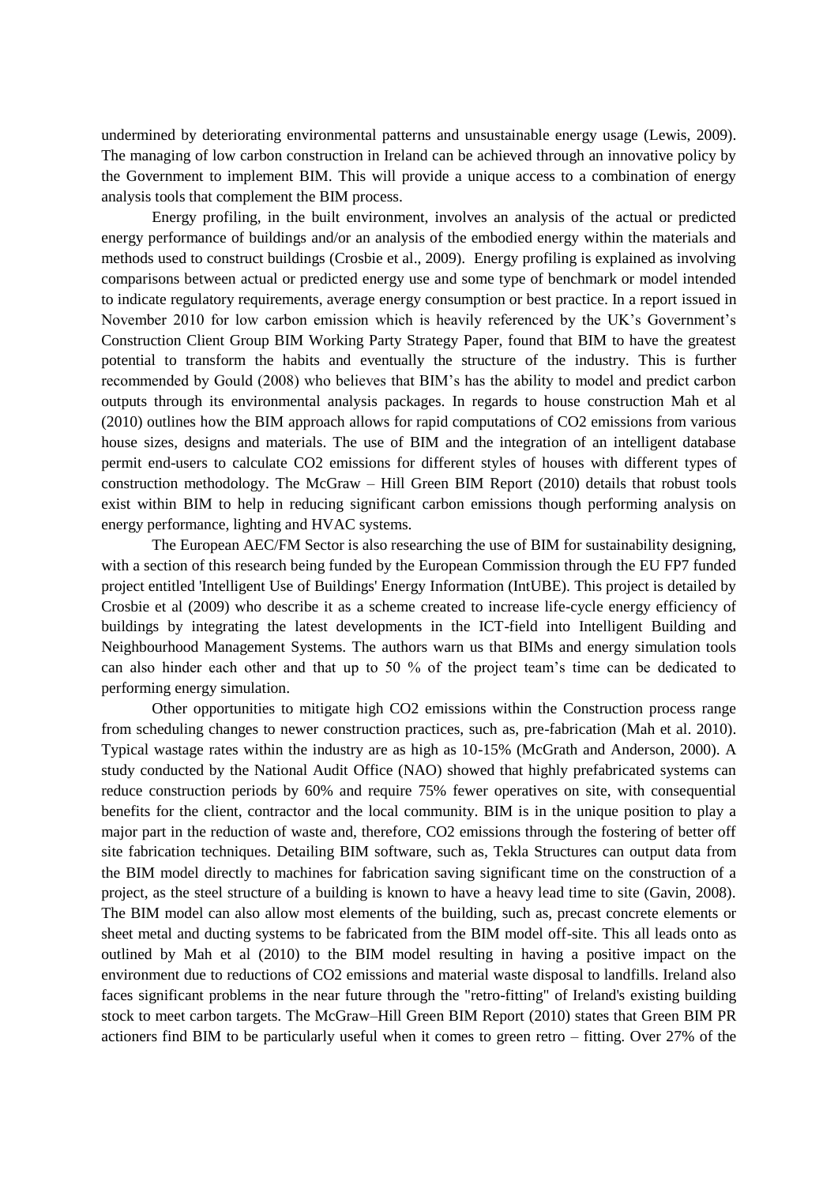undermined by deteriorating environmental patterns and unsustainable energy usage (Lewis, 2009). The managing of low carbon construction in Ireland can be achieved through an innovative policy by the Government to implement BIM. This will provide a unique access to a combination of energy analysis tools that complement the BIM process.

Energy profiling, in the built environment, involves an analysis of the actual or predicted energy performance of buildings and/or an analysis of the embodied energy within the materials and methods used to construct buildings (Crosbie et al., 2009). Energy profiling is explained as involving comparisons between actual or predicted energy use and some type of benchmark or model intended to indicate regulatory requirements, average energy consumption or best practice. In a report issued in November 2010 for low carbon emission which is heavily referenced by the UK's Government's Construction Client Group BIM Working Party Strategy Paper, found that BIM to have the greatest potential to transform the habits and eventually the structure of the industry. This is further recommended by Gould (2008) who believes that BIM's has the ability to model and predict carbon outputs through its environmental analysis packages. In regards to house construction Mah et al (2010) outlines how the BIM approach allows for rapid computations of $CO_2$ emissions from various house sizes, designs and materials. The use of BIM and the integration of an intelligent database permit end-users to calculate $CO_2$ emissions for different styles of houses with different types of construction methodology. The McGraw – Hill Green BIM Report (2010) details that robust tools exist within BIM to help in reducing significant carbon emissions though performing analysis on energy performance, lighting and HVAC systems.

The European AEC/FM Sector is also researching the use of BIM for sustainability designing, with a section of this research being funded by the European Commission through the EU FP7 funded project entitled 'Intelligent Use of Buildings' Energy Information (IntUBE). This project is detailed by Crosbie et al (2009) who describe it as a scheme created to increase life-cycle energy efficiency of buildings by integrating the latest developments in the ICT-field into Intelligent Building and Neighbourhood Management Systems. The authors warn us that BIMs and energy simulation tools can also hinder each other and that up to 50 % of the project team's time can be dedicated to performing energy simulation.

Other opportunities to mitigate high $CO_2$ emissions within the Construction process range from scheduling changes to newer construction practices, such as, pre-fabrication (Mah et al. 2010). Typical wastage rates within the industry are as high as 10-15% (McGrath and Anderson, 2000). A study conducted by the National Audit Office (NAO) showed that highly prefabricated systems can reduce construction periods by 60% and require 75% fewer operatives on site, with consequential benefits for the client, contractor and the local community. BIM is in the unique position to play a major part in the reduction of waste and, therefore, $CO_2$ emissions through the fostering of better off site fabrication techniques. Detailing BIM software, such as, Tekla Structures can output data from the BIM model directly to machines for fabrication saving significant time on the construction of a project, as the steel structure of a building is known to have a heavy lead time to site (Gavin, 2008). The BIM model can also allow most elements of the building, such as, precast concrete elements or sheet metal and ducting systems to be fabricated from the BIM model off-site. This all leads onto as outlined by Mah et al (2010) to the BIM model resulting in having a positive impact on the environment due to reductions of $CO_2$ emissions and material waste disposal to landfills. Ireland also faces significant problems in the near future through the "retro-fitting" of Ireland's existing building stock to meet carbon targets. The McGraw–Hill Green BIM Report (2010) states that Green BIM PR actioners find BIM to be particularly useful when it comes to green retro – fitting. Over 27% of the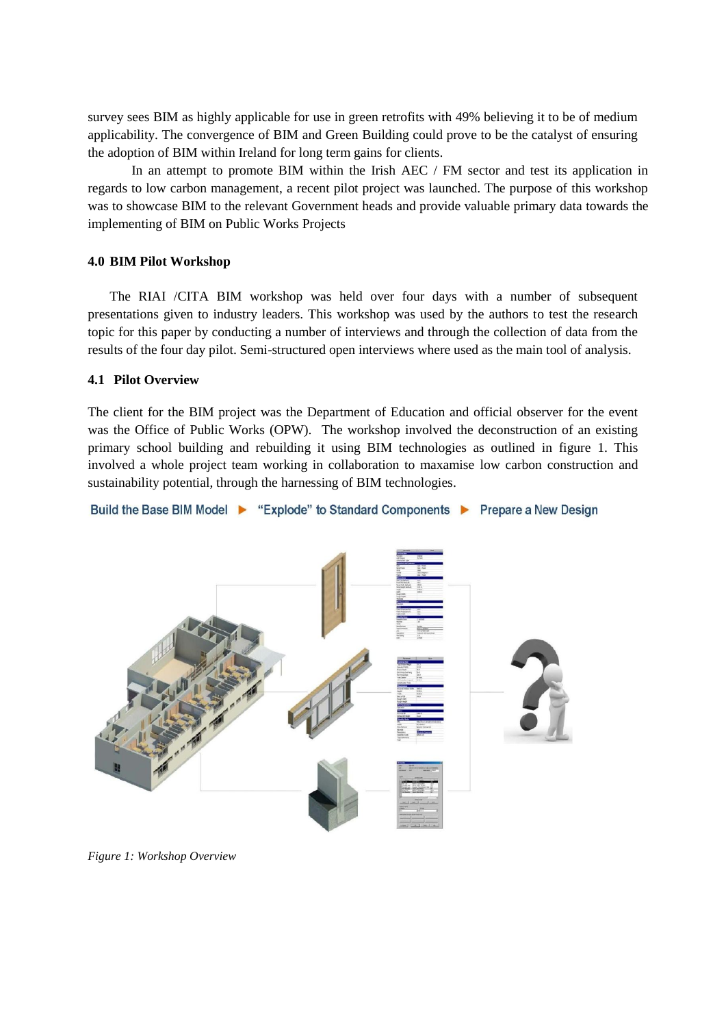survey sees BIM as highly applicable for use in green retrofits with 49% believing it to be of medium applicability. The convergence of BIM and Green Building could prove to be the catalyst of ensuring the adoption of BIM within Ireland for long term gains for clients.

In an attempt to promote BIM within the Irish AEC / FM sector and test its application in regards to low carbon management, a recent pilot project was launched. The purpose of this workshop was to showcase BIM to the relevant Government heads and provide valuable primary data towards the implementing of BIM on Public Works Projects

**4.0 BIM Pilot Workshop**

The RIAI /CITA BIM workshop was held over four days with a number of subsequent presentations given to industry leaders. This workshop was used by the authors to test the research topic for this paper by conducting a number of interviews and through the collection of data from the results of the four day pilot. Semi-structured open interviews where used as the main tool of analysis.

**4.1 Pilot Overview**

The client for the BIM project was the Department of Education and official observer for the event was the Office of Public Works (OPW). The workshop involved the deconstruction of an existing primary school building and rebuilding it using BIM technologies as outlined in figure 1. This involved a whole project team working in collaboration to maxamise low carbon construction and sustainability potential, through the harnessing of BIM technologies.

Build the Base BIM Model ▶ "Explode" to Standard Components ▶ Prepare a New Design

*Figure 1: Workshop Overview*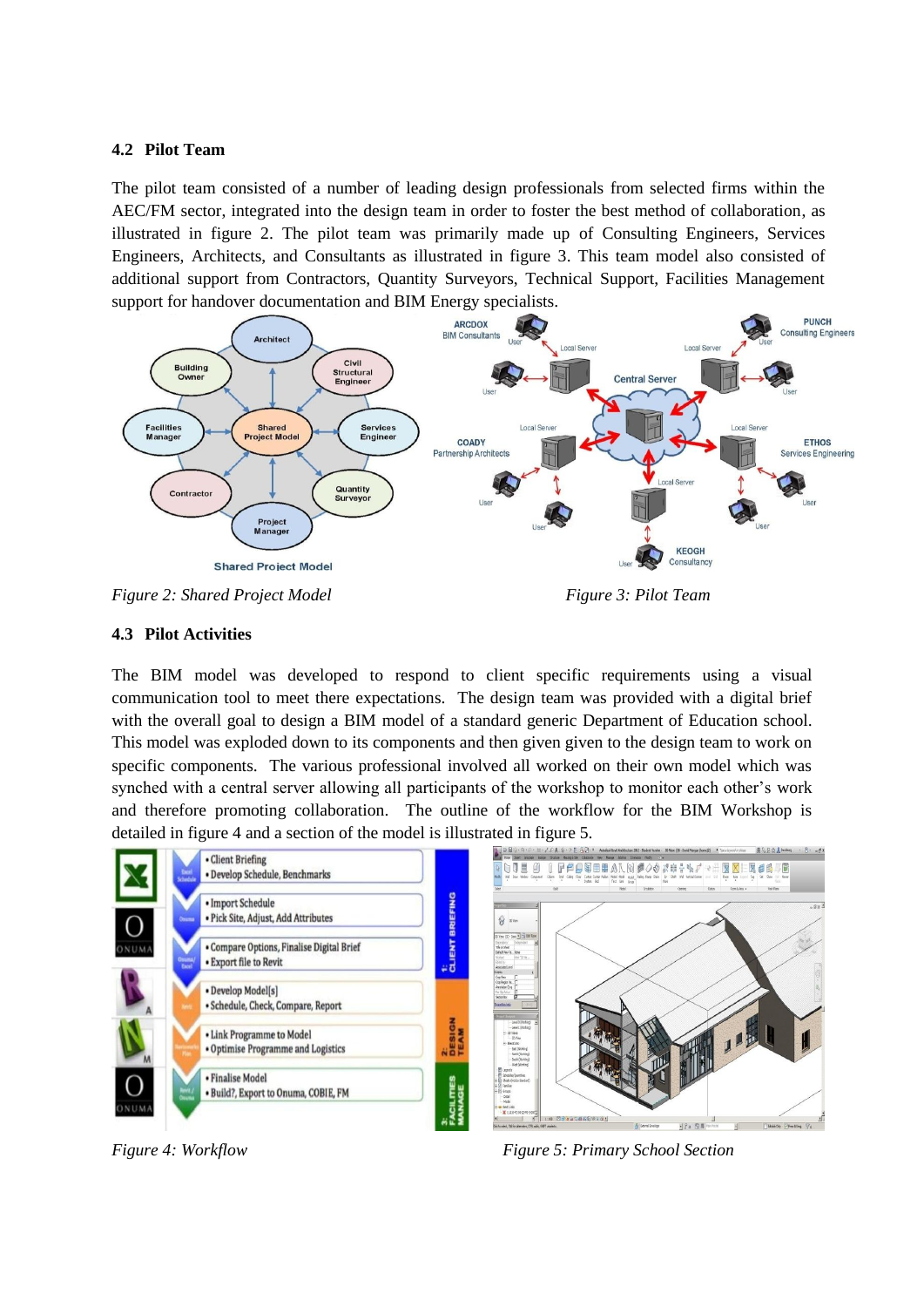### 4.2 Pilot Team

The pilot team consisted of a number of leading design professionals from selected firms within the AEC/FM sector, integrated into the design team in order to foster the best method of collaboration, as illustrated in figure 2. The pilot team was primarily made up of Consulting Engineers, Services Engineers, Architects, and Consultants as illustrated in figure 3. This team model also consisted of additional support from Contractors, Quantity Surveyors, Technical Support, Facilities Management support for handover documentation and BIM Energy specialists.

*Figure 2: Shared Project Model*

*Figure 3: Pilot Team*

### 4.3 Pilot Activities

The BIM model was developed to respond to client specific requirements using a visual communication tool to meet there expectations. The design team was provided with a digital brief with the overall goal to design a BIM model of a standard generic Department of Education school. This model was exploded down to its components and then given given to the design team to work on specific components. The various professional involved all worked on their own model which was synched with a central server allowing all participants of the workshop to monitor each other's work and therefore promoting collaboration. The outline of the workflow for the BIM Workshop is detailed in figure 4 and a section of the model is illustrated in figure 5.

*Figure 4: Workflow*

*Figure 5: Primary School Section*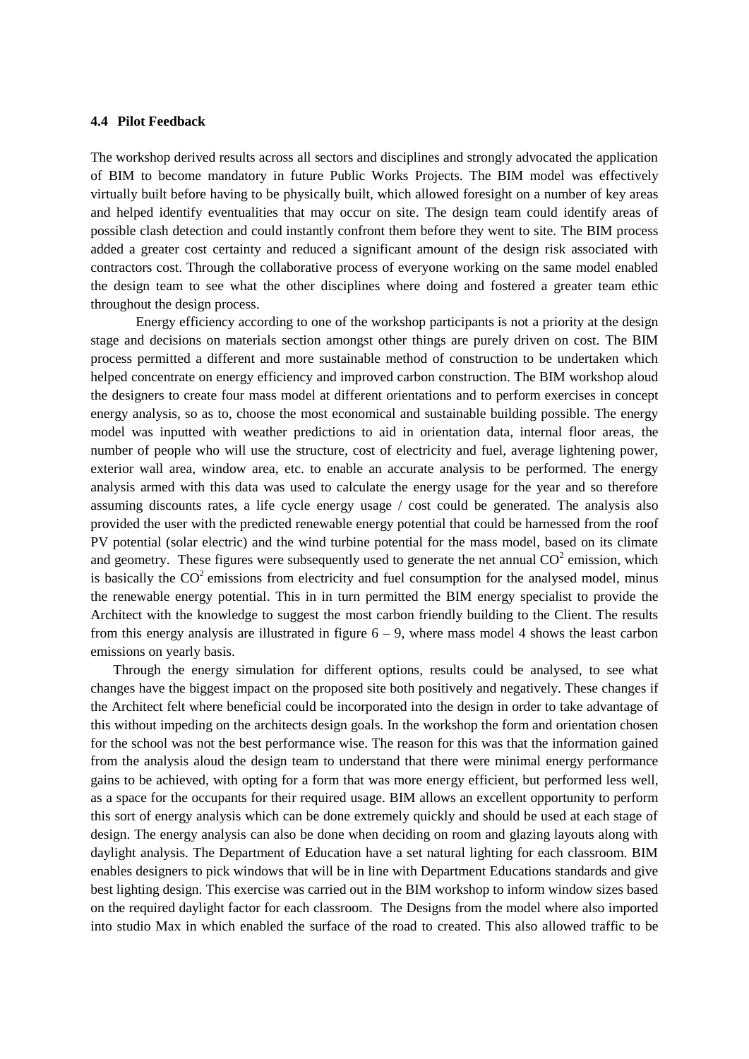### 4.4 Pilot Feedback

The workshop derived results across all sectors and disciplines and strongly advocated the application of BIM to become mandatory in future Public Works Projects. The BIM model was effectively virtually built before having to be physically built, which allowed foresight on a number of key areas and helped identify eventualities that may occur on site. The design team could identify areas of possible clash detection and could instantly confront them before they went to site. The BIM process added a greater cost certainty and reduced a significant amount of the design risk associated with contractors cost. Through the collaborative process of everyone working on the same model enabled the design team to see what the other disciplines where doing and fostered a greater team ethic throughout the design process.

Energy efficiency according to one of the workshop participants is not a priority at the design stage and decisions on materials section amongst other things are purely driven on cost. The BIM process permitted a different and more sustainable method of construction to be undertaken which helped concentrate on energy efficiency and improved carbon construction. The BIM workshop aloud the designers to create four mass model at different orientations and to perform exercises in concept energy analysis, so as to, choose the most economical and sustainable building possible. The energy model was inputted with weather predictions to aid in orientation data, internal floor areas, the number of people who will use the structure, cost of electricity and fuel, average lightening power, exterior wall area, window area, etc. to enable an accurate analysis to be performed. The energy analysis armed with this data was used to calculate the energy usage for the year and so therefore assuming discounts rates, a life cycle energy usage / cost could be generated. The analysis also provided the user with the predicted renewable energy potential that could be harnessed from the roof PV potential (solar electric) and the wind turbine potential for the mass model, based on its climate and geometry. These figures were subsequently used to generate the net annual $CO^2$ emission, which is basically the $CO^2$ emissions from electricity and fuel consumption for the analysed model, minus the renewable energy potential. This in in turn permitted the BIM energy specialist to provide the Architect with the knowledge to suggest the most carbon friendly building to the Client. The results from this energy analysis are illustrated in figure 6 – 9, where mass model 4 shows the least carbon emissions on yearly basis.

Through the energy simulation for different options, results could be analysed, to see what changes have the biggest impact on the proposed site both positively and negatively. These changes if the Architect felt where beneficial could be incorporated into the design in order to take advantage of this without impeding on the architects design goals. In the workshop the form and orientation chosen for the school was not the best performance wise. The reason for this was that the information gained from the analysis aloud the design team to understand that there were minimal energy performance gains to be achieved, with opting for a form that was more energy efficient, but performed less well, as a space for the occupants for their required usage. BIM allows an excellent opportunity to perform this sort of energy analysis which can be done extremely quickly and should be used at each stage of design. The energy analysis can also be done when deciding on room and glazing layouts along with daylight analysis. The Department of Education have a set natural lighting for each classroom. BIM enables designers to pick windows that will be in line with Department Educations standards and give best lighting design. This exercise was carried out in the BIM workshop to inform window sizes based on the required daylight factor for each classroom. The Designs from the model where also imported into studio Max in which enabled the surface of the road to created. This also allowed traffic to be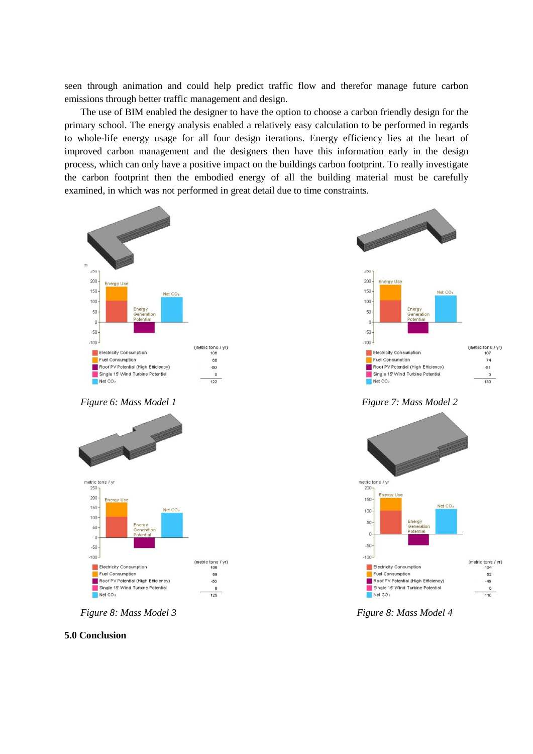seen through animation and could help predict traffic flow and therefor manage future carbon emissions through better traffic management and design.

The use of BIM enabled the designer to have the option to choose a carbon friendly design for the primary school. The energy analysis enabled a relatively easy calculation to be performed in regards to whole-life energy usage for all four design iterations. Energy efficiency lies at the heart of improved carbon management and the designers then have this information early in the design process, which can only have a positive impact on the buildings carbon footprint. To really investigate the carbon footprint then the embodied energy of all the building material must be carefully examined, in which was not performed in great detail due to time constraints.

*Figure 6: Mass Model 1*

*Figure 7: Mass Model 2*

*Figure 8: Mass Model 3*

*Figure 8: Mass Model 4*

**5.0 Conclusion**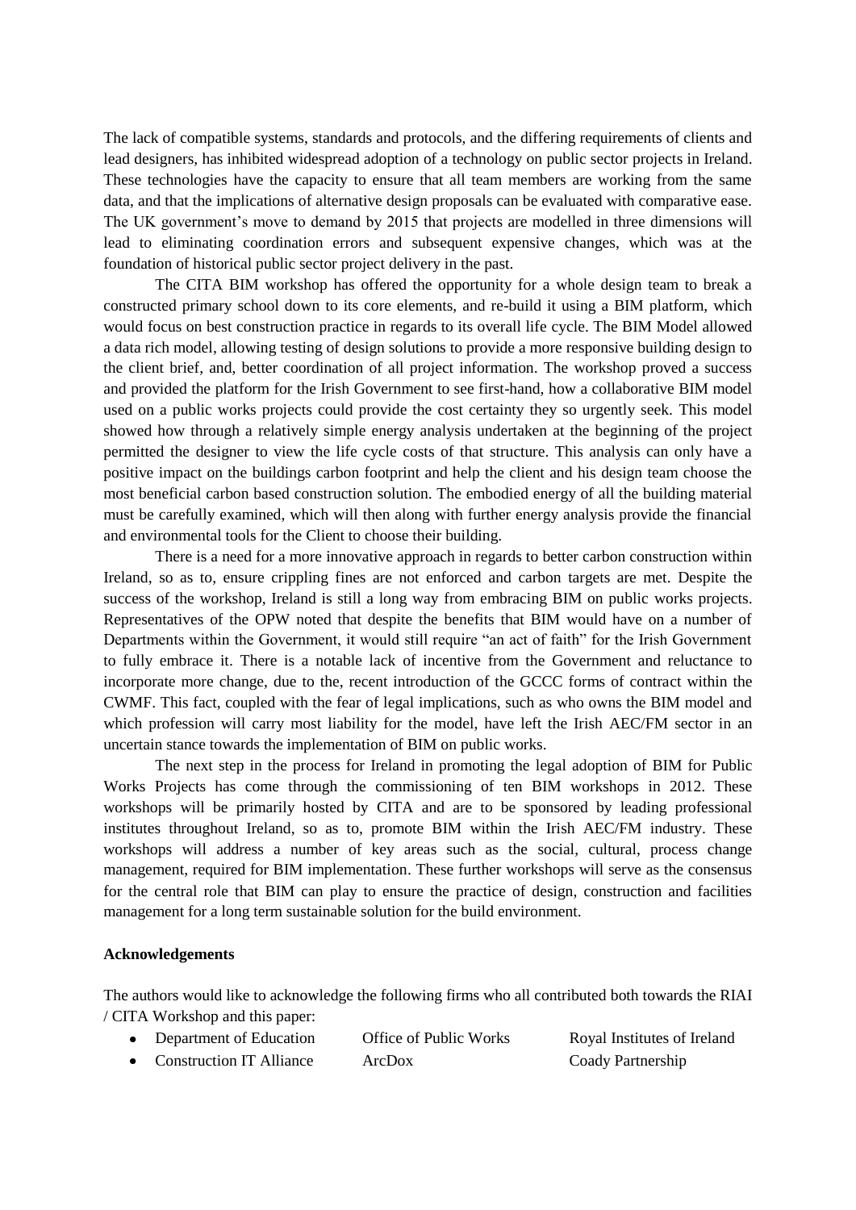The lack of compatible systems, standards and protocols, and the differing requirements of clients and lead designers, has inhibited widespread adoption of a technology on public sector projects in Ireland. These technologies have the capacity to ensure that all team members are working from the same data, and that the implications of alternative design proposals can be evaluated with comparative ease. The UK government's move to demand by 2015 that projects are modelled in three dimensions will lead to eliminating coordination errors and subsequent expensive changes, which was at the foundation of historical public sector project delivery in the past.

The CITA BIM workshop has offered the opportunity for a whole design team to break a constructed primary school down to its core elements, and re-build it using a BIM platform, which would focus on best construction practice in regards to its overall life cycle. The BIM Model allowed a data rich model, allowing testing of design solutions to provide a more responsive building design to the client brief, and, better coordination of all project information. The workshop proved a success and provided the platform for the Irish Government to see first-hand, how a collaborative BIM model used on a public works projects could provide the cost certainty they so urgently seek. This model showed how through a relatively simple energy analysis undertaken at the beginning of the project permitted the designer to view the life cycle costs of that structure. This analysis can only have a positive impact on the buildings carbon footprint and help the client and his design team choose the most beneficial carbon based construction solution. The embodied energy of all the building material must be carefully examined, which will then along with further energy analysis provide the financial and environmental tools for the Client to choose their building.

There is a need for a more innovative approach in regards to better carbon construction within Ireland, so as to, ensure crippling fines are not enforced and carbon targets are met. Despite the success of the workshop, Ireland is still a long way from embracing BIM on public works projects. Representatives of the OPW noted that despite the benefits that BIM would have on a number of Departments within the Government, it would still require "an act of faith" for the Irish Government to fully embrace it. There is a notable lack of incentive from the Government and reluctance to incorporate more change, due to the, recent introduction of the GCCC forms of contract within the CWMF. This fact, coupled with the fear of legal implications, such as who owns the BIM model and which profession will carry most liability for the model, have left the Irish AEC/FM sector in an uncertain stance towards the implementation of BIM on public works.

The next step in the process for Ireland in promoting the legal adoption of BIM for Public Works Projects has come through the commissioning of ten BIM workshops in 2012. These workshops will be primarily hosted by CITA and are to be sponsored by leading professional institutes throughout Ireland, so as to, promote BIM within the Irish AEC/FM industry. These workshops will address a number of key areas such as the social, cultural, process change management, required for BIM implementation. These further workshops will serve as the consensus for the central role that BIM can play to ensure the practice of design, construction and facilities management for a long term sustainable solution for the build environment.

**Acknowledgements**

The authors would like to acknowledge the following firms who all contributed both towards the RIAI / CITA Workshop and this paper:

- Department of Education
- Office of Public Works
- Royal Institutes of Ireland
- Construction IT Alliance
- ArcDox
- Coady Partnership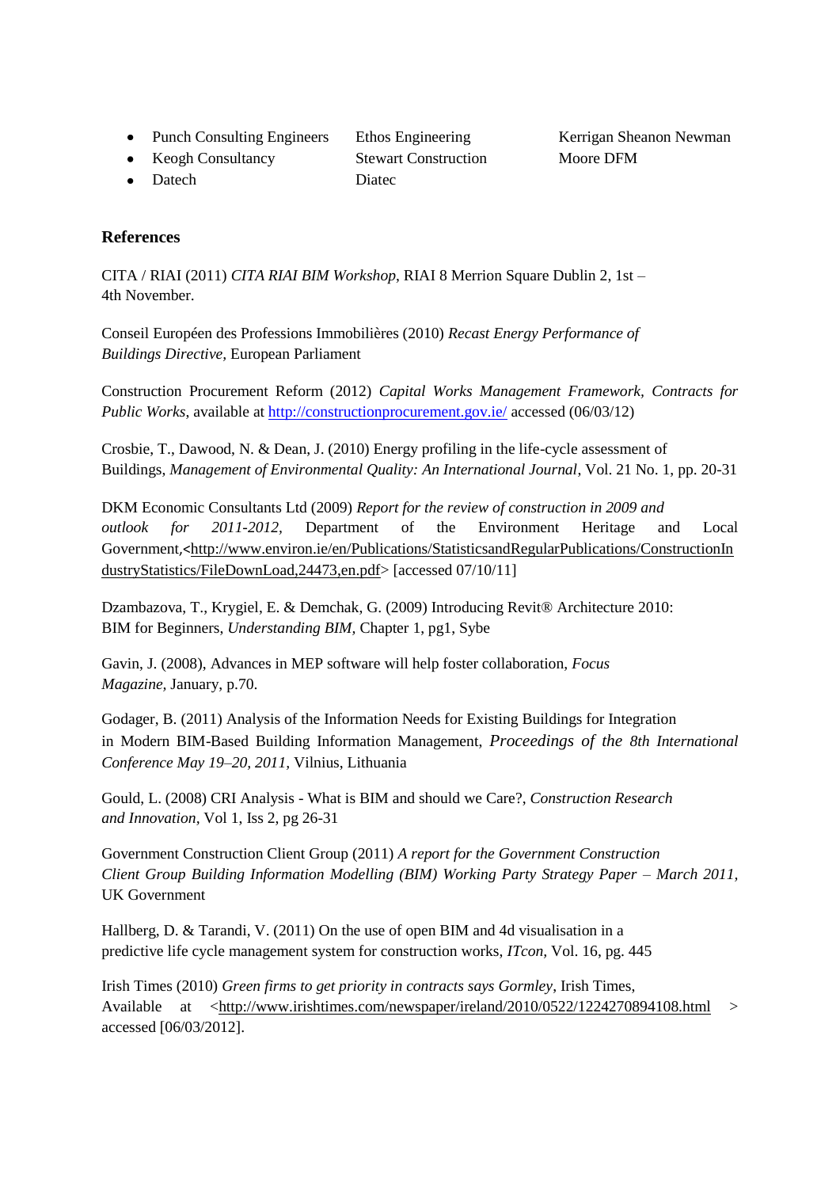- Punch Consulting Engineers
- Keogh Consultancy
- Datech
- Ethos Engineering
- Stewart Construction
- Diatec
- Kerrigan Sheanon Newman
- Moore DFM

## References

CITA / RIAI (2011) *CITA RIAI BIM Workshop*, RIAI 8 Merrion Square Dublin 2, 1st – 4th November.

Conseil Européen des Professions Immobilières (2010) *Recast Energy Performance of Buildings Directive*, European Parliament

Construction Procurement Reform (2012) *Capital Works Management Framework, Contracts for Public Works*, available at http://constructionprocurement.gov.ie/ accessed (06/03/12)

Crosbie, T., Dawood, N. & Dean, J. (2010) Energy profiling in the life-cycle assessment of Buildings, *Management of Environmental Quality: An International Journal*, Vol. 21 No. 1, pp. 20-31

DKM Economic Consultants Ltd (2009) *Report for the review of construction in 2009 and outlook for 2011-2012*, Department of the Environment Heritage and Local Government,<http://www.environ.ie/en/Publications/StatisticsandRegularPublications/ConstructionIndustryStatistics/FileDownLoad,24473,en.pdf> [accessed 07/10/11]

Dzambazova, T., Krygiel, E. & Demchak, G. (2009) Introducing Revit® Architecture 2010: BIM for Beginners, *Understanding BIM,* Chapter 1, pg1, Sybe

Gavin, J. (2008), Advances in MEP software will help foster collaboration, *Focus Magazine*, January, p.70.

Godager, B. (2011) Analysis of the Information Needs for Existing Buildings for Integration in Modern BIM-Based Building Information Management, *Proceedings of the 8th International Conference May 19–20, 2011*, Vilnius, Lithuania

Gould, L. (2008) CRI Analysis - What is BIM and should we Care?, *Construction Research and Innovation*, Vol 1, Iss 2, pg 26-31

Government Construction Client Group (2011) *A report for the Government Construction Client Group Building Information Modelling (BIM) Working Party Strategy Paper – March 2011*, UK Government

Hallberg, D. & Tarandi, V. (2011) On the use of open BIM and 4d visualisation in a predictive life cycle management system for construction works, *ITcon,* Vol. 16, pg. 445

Irish Times (2010) *Green firms to get priority in contracts says Gormley*, Irish Times, Available at <http://www.irishtimes.com/newspaper/ireland/2010/0522/1224270894108.html > accessed [06/03/2012].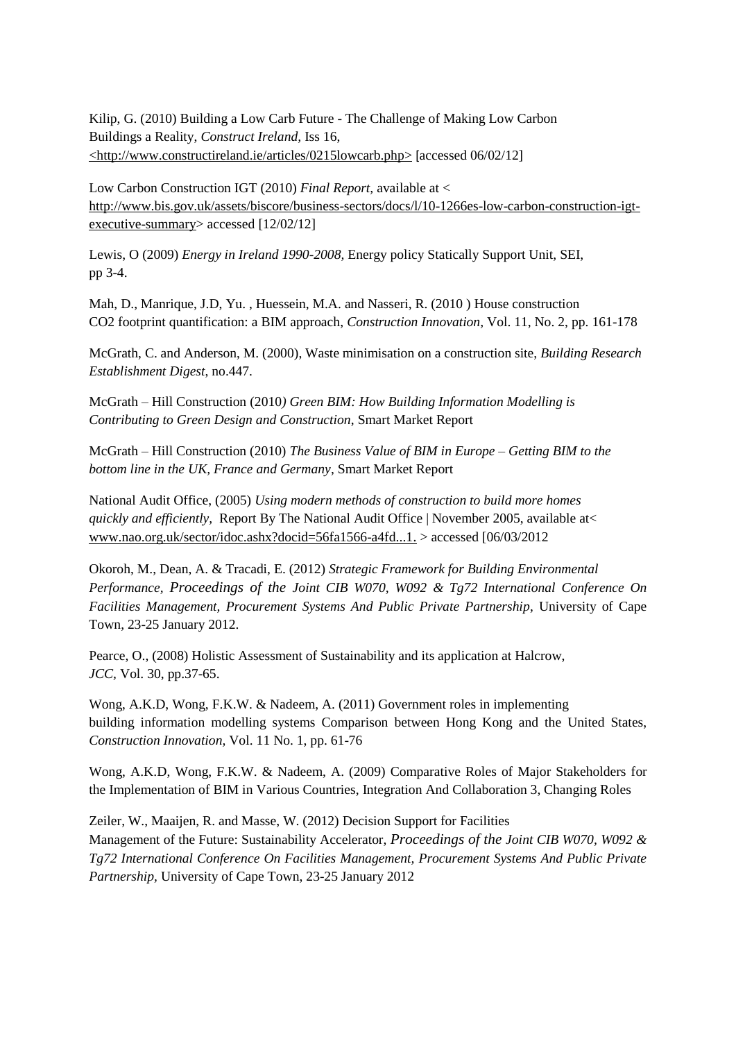Kilip, G. (2010) Building a Low Carb Future - The Challenge of Making Low Carbon Buildings a Reality, *Construct Ireland,* Iss 16, <http://www.constructireland.ie/articles/0215lowcarb.php> [accessed 06/02/12]

Low Carbon Construction IGT (2010) *Final Report,* available at < http://www.bis.gov.uk/assets/biscore/business-sectors/docs/l/10-1266es-low-carbon-construction-igt-executive-summary> accessed [12/02/12]

Lewis, O (2009) *Energy in Ireland 1990-2008,* Energy policy Statically Support Unit, SEI, pp 3-4.

Mah, D., Manrique, J.D, Yu. , Huessein, M.A. and Nasseri, R. (2010 ) House construction CO2 footprint quantification: a BIM approach, *Construction Innovation,* Vol. 11, No. 2, pp. 161-178

McGrath, C. and Anderson, M. (2000), Waste minimisation on a construction site, *Building Research Establishment Digest*, no.447.

McGrath – Hill Construction (2010*) Green BIM: How Building Information Modelling is Contributing to Green Design and Construction*, Smart Market Report

McGrath – Hill Construction (2010) *The Business Value of BIM in Europe – Getting BIM to the bottom line in the UK, France and Germany*, Smart Market Report

National Audit Office, (2005) *Using modern methods of construction to build more homes quickly and efficiently,* Report By The National Audit Office | November 2005, available at< www.nao.org.uk/sector/idoc.ashx?docid=56fa1566-a4fd...1. > accessed [06/03/2012

Okoroh, M., Dean, A. & Tracadi, E. (2012) *Strategic Framework for Building Environmental Performance, Proceedings of the Joint CIB W070, W092 & Tg72 International Conference On Facilities Management, Procurement Systems And Public Private Partnership*, University of Cape Town, 23-25 January 2012.

Pearce, O., (2008) Holistic Assessment of Sustainability and its application at Halcrow, *JCC,* Vol. 30, pp.37-65.

Wong, A.K.D, Wong, F.K.W. & Nadeem, A. (2011) Government roles in implementing building information modelling systems Comparison between Hong Kong and the United States, *Construction Innovation,* Vol. 11 No. 1, pp. 61-76

Wong, A.K.D, Wong, F.K.W. & Nadeem, A. (2009) Comparative Roles of Major Stakeholders for the Implementation of BIM in Various Countries, Integration And Collaboration 3, Changing Roles

Zeiler, W., Maaijen, R. and Masse, W. (2012) Decision Support for Facilities Management of the Future: Sustainability Accelerator, *Proceedings of the Joint CIB W070, W092 & Tg72 International Conference On Facilities Management, Procurement Systems And Public Private Partnership,* University of Cape Town, 23-25 January 2012